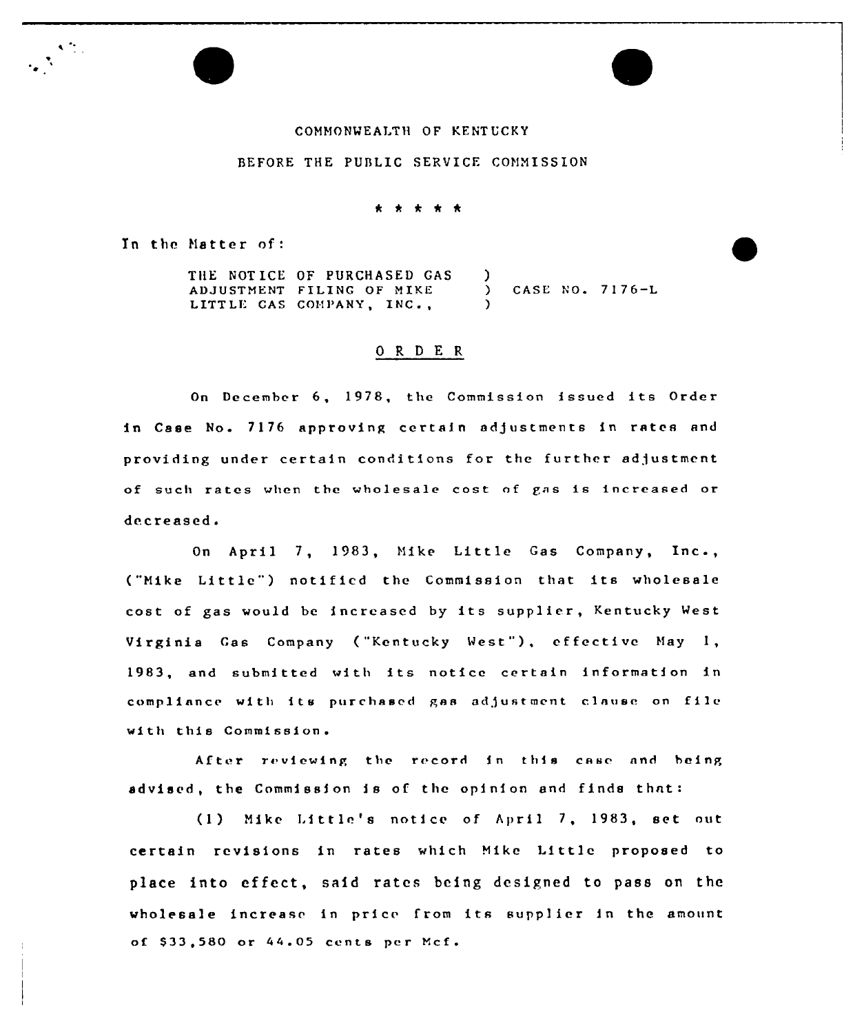COMMONWEALTH OF KENTUCKY

BEFORE THE PUBLIC SERVICE COMMISSION

\* \* \* \* \*

In the Matter of:

THE NOTICE OF PURCHASED GAS ADJUSTMENT FILING OF MIKE LITTLE GAS COMPANY, INC., ) CASE NO. 7176-L

## O R D E R

On December 6, 1978, the Commission issued its Order in Case No. 7176 approving certain adjustments in rates and providing under certain conditions for the further adjustment of such rates when the wholesale cost of gas is increased or decreased.

On April 7, 1983, Mike Little Gas Company, Inc., ("Mike Little") notified the Commission that its wholesale cost of gas would be increased by its supplier, Kentucky West Virginia Gas Company ("Kentucky West"), effective May 1, 1983, and submitted with its notice certain information in compliance with its purchased gas adjustment clause on file with this Commission.

After reviewing the record in this case and being advised, the Commission is of the opinion and finds that:

(1) Mike Little's notice of April 7, 1983, set out certain revisions in rates which Mike Little proposed to place into effect, said rates being designed to pass on the wholesale increase in price from its supplier in the amount of $33,580 or 44.05 cents per Mcf.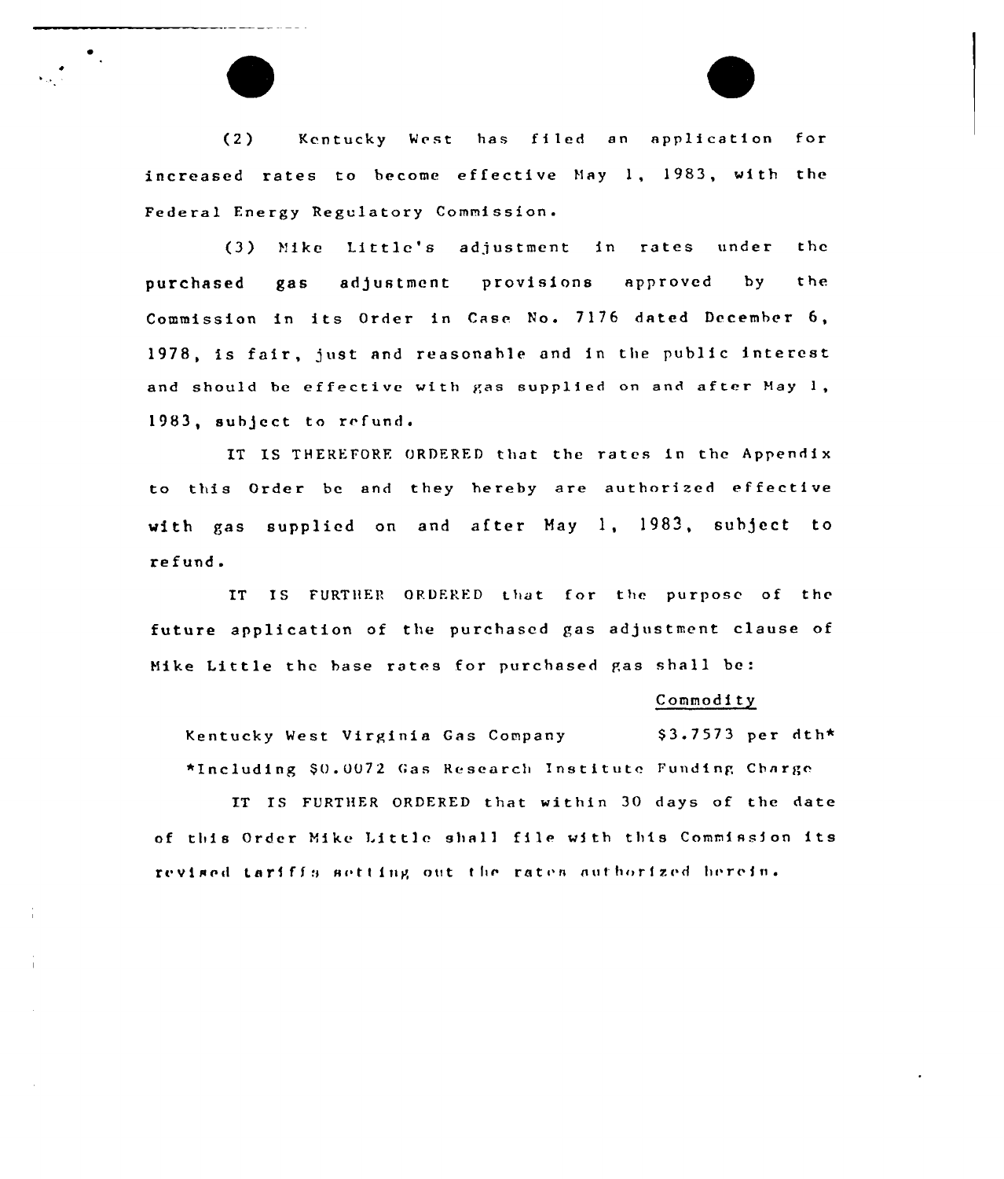(2) Kentucky West has filed an application for increased rates to become effective May 1, 1983, with the Federal Energy Regulatory Commission.

(3) Mike Little's adjustment in rates under the purchased gas adjustment provisions approved by the Commission in its Order in Case No. 7176 dated December 6, 1978, is fair, just and reasonable and in the public interest and should be effective with gas supplied on and after May 1, 1983, subject to refund.

IT IS THEREFORE ORDERED that the rates in the Appendix to this Order be and they hereby are authorized effective with gas supplied on and after May 1, 1983, subject to refund.

IT IS FURTHER ORDERED that for the purpose of the future application of the purchased gas adjustment clause of Mike Little the base rates for purchased gas shall be:

| | Commodity |
|---|---|
| Kentucky West Virginia Gas Company | $3.7573 per dth* |

*Including $0.0072 Gas Research Institute Funding Charge

IT IS FURTHER ORDERED that within 30 days of the date of this Order Mike Little shall file with this Commission its revised tariffs setting out the rates authorized herein.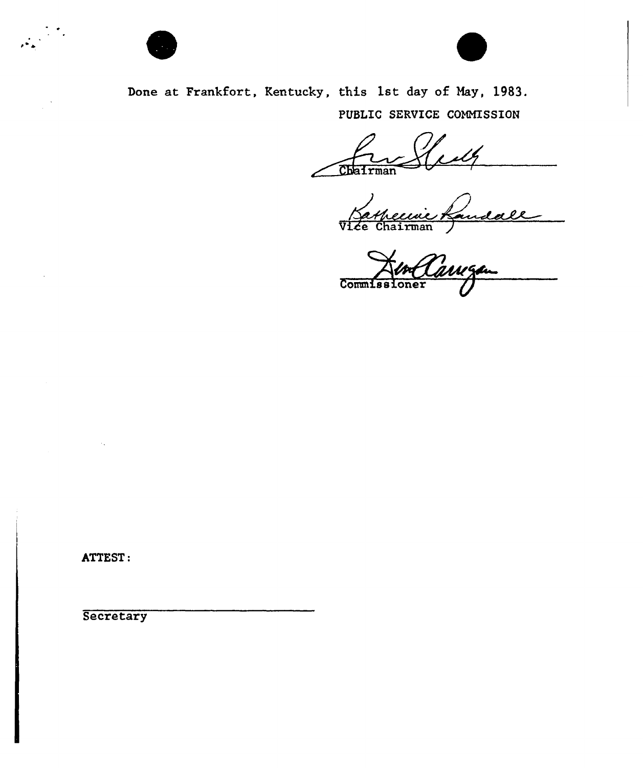Done at Frankfort, Kentucky, this 1st day of May, 1983.

PUBLIC SERVICE COMMISSION

Chairman

Vice Chairman

Commissioner

ATTEST:

Secretary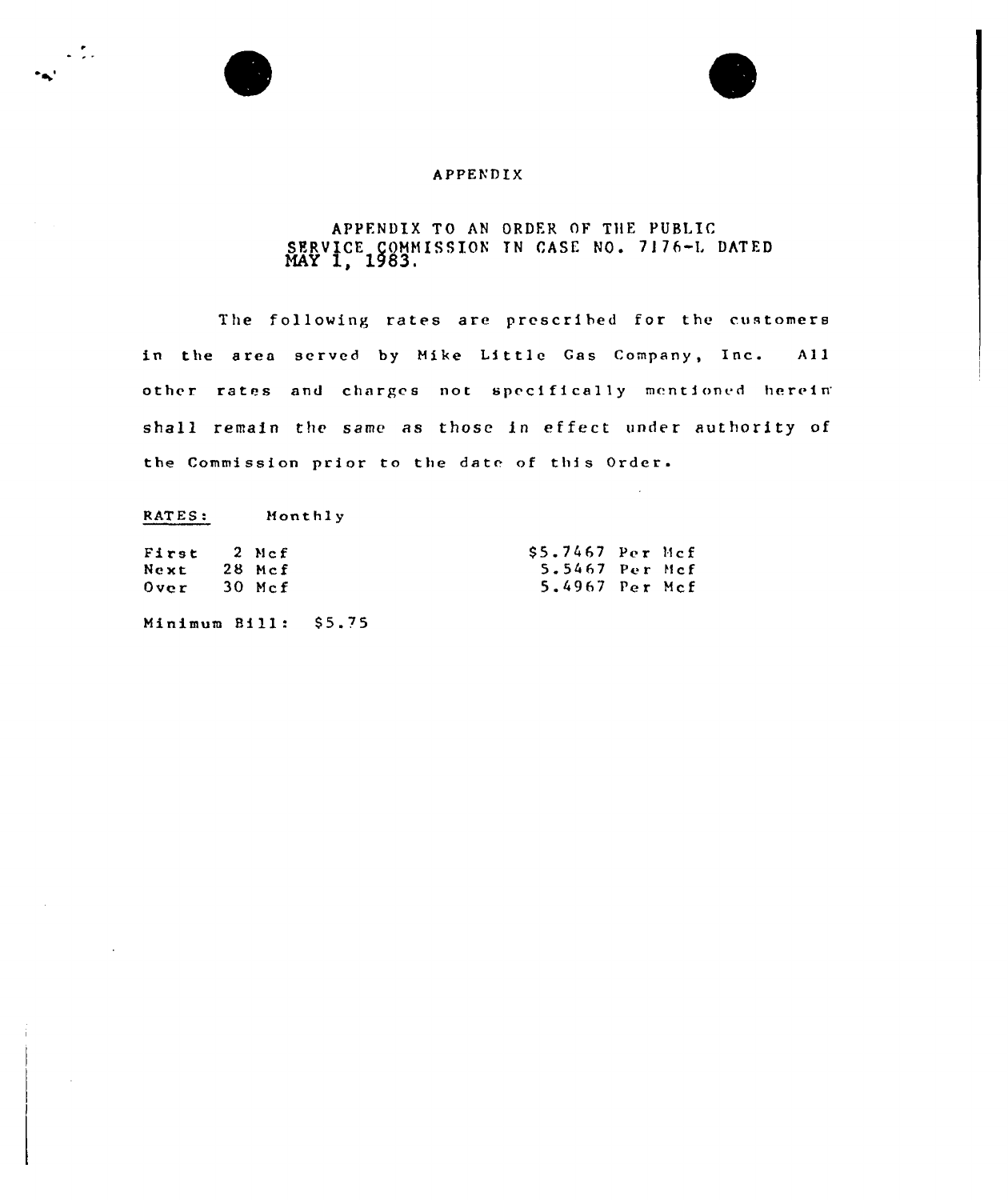APPENDIX

APPENDIX TO AN ORDER OF THE PUBLIC SERVICE COMMISSION IN CASE NO. 7176-L DATED MAY 1, 1983.

The following rates are prescribed for the customers in the area served by Mike Little Gas Company, Inc. All other rates and charges not specifically mentioned herein shall remain the same as those in effect under authority of the Commission prior to the date of this Order.

RATES: Monthly

| | | |
|---|---|---|
| First | 2 Mcf | $5.7467 Per Mcf |
| Next | 28 Mcf | 5.5467 Per Mcf |
| Over | 30 Mcf | 5.4967 Per Mcf |

Minimum Bill: $5.75